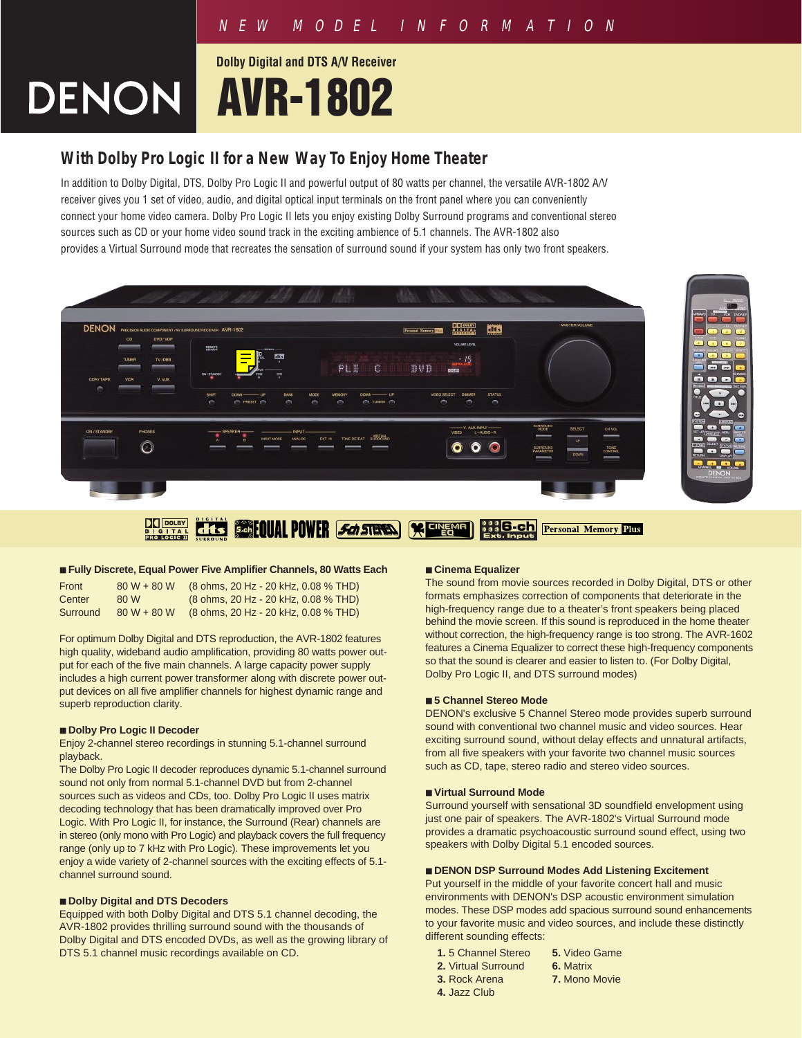NEW MODEL INFORMATION

# DENON

## Dolby Digital and DTS A/V Receiver

# AVR-1802

## With Dolby Pro Logic II for a New Way To Enjoy Home Theater

In addition to Dolby Digital, DTS, Dolby Pro Logic II and powerful output of 80 watts per channel, the versatile AVR-1802 A/V receiver gives you 1 set of video, audio, and digital optical input terminals on the front panel where you can conveniently connect your home video camera. Dolby Pro Logic II lets you enjoy existing Dolby Surround programs and conventional stereo sources such as CD or your home video sound track in the exciting ambience of 5.1 channels. The AVR-1802 also provides a Virtual Surround mode that recreates the sensation of surround sound if your system has only two front speakers.

### ■ Fully Discrete, Equal Power Five Amplifier Channels, 80 Watts Each

| | | |
|---|---|---|
| Front | 80 W + 80 W | (8 ohms, 20 Hz - 20 kHz, 0.08 % THD) |
| Center | 80 W | (8 ohms, 20 Hz - 20 kHz, 0.08 % THD) |
| Surround | 80 W + 80 W | (8 ohms, 20 Hz - 20 kHz, 0.08 % THD) |

For optimum Dolby Digital and DTS reproduction, the AVR-1802 features high quality, wideband audio amplification, providing 80 watts power output for each of the five main channels. A large capacity power supply includes a high current power transformer along with discrete power output devices on all five amplifier channels for highest dynamic range and superb reproduction clarity.

### ■ Dolby Pro Logic II Decoder

Enjoy 2-channel stereo recordings in stunning 5.1-channel surround playback.

The Dolby Pro Logic II decoder reproduces dynamic 5.1-channel surround sound not only from normal 5.1-channel DVD but from 2-channel sources such as videos and CDs, too. Dolby Pro Logic II uses matrix decoding technology that has been dramatically improved over Pro Logic. With Pro Logic II, for instance, the Surround (Rear) channels are in stereo (only mono with Pro Logic) and playback covers the full frequency range (only up to 7 kHz with Pro Logic). These improvements let you enjoy a wide variety of 2-channel sources with the exciting effects of 5.1-channel surround sound.

### ■ Dolby Digital and DTS Decoders

Equipped with both Dolby Digital and DTS 5.1 channel decoding, the AVR-1802 provides thrilling surround sound with the thousands of Dolby Digital and DTS encoded DVDs, as well as the growing library of DTS 5.1 channel music recordings available on CD.

### ■ Cinema Equalizer

The sound from movie sources recorded in Dolby Digital, DTS or other formats emphasizes correction of components that deteriorate in the high-frequency range due to a theater's front speakers being placed behind the movie screen. If this sound is reproduced in the home theater without correction, the high-frequency range is too strong. The AVR-1602 features a Cinema Equalizer to correct these high-frequency components so that the sound is clearer and easier to listen to. (For Dolby Digital, Dolby Pro Logic II, and DTS surround modes)

### ■ 5 Channel Stereo Mode

DENON's exclusive 5 Channel Stereo mode provides superb surround sound with conventional two channel music and video sources. Hear exciting surround sound, without delay effects and unnatural artifacts, from all five speakers with your favorite two channel music sources such as CD, tape, stereo radio and stereo video sources.

### ■ Virtual Surround Mode

Surround yourself with sensational 3D soundfield envelopment using just one pair of speakers. The AVR-1802's Virtual Surround mode provides a dramatic psychoacoustic surround sound effect, using two speakers with Dolby Digital 5.1 encoded sources.

### ■ DENON DSP Surround Modes Add Listening Excitement

Put yourself in the middle of your favorite concert hall and music environments with DENON's DSP acoustic environment simulation modes. These DSP modes add spacious surround sound enhancements to your favorite music and video sources, and include these distinctly different sounding effects:

1. 5 Channel Stereo
2. Virtual Surround
3. Rock Arena
4. Jazz Club
5. Video Game
6. Matrix
7. Mono Movie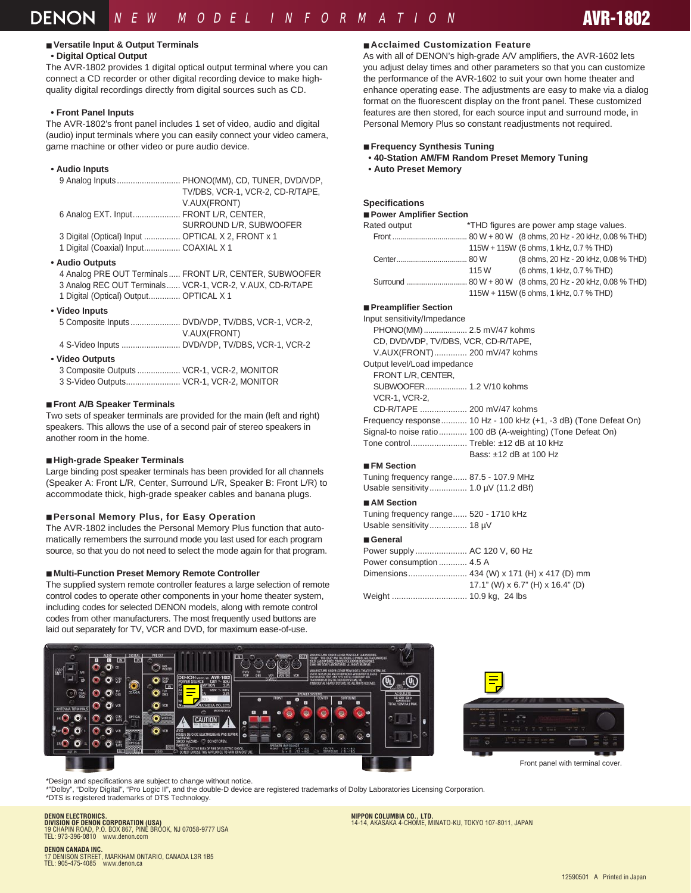## Versatile Input & Output Terminals

### • Digital Optical Output

The AVR-1802 provides 1 digital optical output terminal where you can connect a CD recorder or other digital recording device to make high-quality digital recordings directly from digital sources such as CD.

### • Front Panel Inputs

The AVR-1802's front panel includes 1 set of video, audio and digital (audio) input terminals where you can easily connect your video camera, game machine or other video or pure audio device.

### • Audio Inputs

| | |
|---|---|
| 9 Analog Inputs | PHONO(MM), CD, TUNER, DVD/VDP, TV/DBS, VCR-1, VCR-2, CD-R/TAPE, V.AUX(FRONT) |
| 6 Analog EXT. Input | FRONT L/R, CENTER, SURROUND L/R, SUBWOOFER |
| 3 Digital (Optical) Input | OPTICAL X 2, FRONT x 1 |
| 1 Digital (Coaxial) Input | COAXIAL X 1 |

### • Audio Outputs

| | |
|---|---|
| 4 Analog PRE OUT Terminals | FRONT L/R, CENTER, SUBWOOFER |
| 3 Analog REC OUT Terminals | VCR-1, VCR-2, V.AUX, CD-R/TAPE |
| 1 Digital (Optical) Output | OPTICAL X 1 |

### • Video Inputs

| | |
|---|---|
| 5 Composite Inputs | DVD/VDP, TV/DBS, VCR-1, VCR-2, V.AUX(FRONT) |
| 4 S-Video Inputs | DVD/VDP, TV/DBS, VCR-1, VCR-2 |

### • Video Outputs

| | |
|---|---|
| 3 Composite Outputs | VCR-1, VCR-2, MONITOR |
| 3 S-Video Outputs | VCR-1, VCR-2, MONITOR |

## Front A/B Speaker Terminals

Two sets of speaker terminals are provided for the main (left and right) speakers. This allows the use of a second pair of stereo speakers in another room in the home.

## High-grade Speaker Terminals

Large binding post speaker terminals has been provided for all channels (Speaker A: Front L/R, Center, Surround L/R, Speaker B: Front L/R) to accommodate thick, high-grade speaker cables and banana plugs.

## Personal Memory Plus, for Easy Operation

The AVR-1802 includes the Personal Memory Plus function that automatically remembers the surround mode you last used for each program source, so that you do not need to select the mode again for that program.

## Multi-Function Preset Memory Remote Controller

The supplied system remote controller features a large selection of remote control codes to operate other components in your home theater system, including codes for selected DENON models, along with remote control codes from other manufacturers. The most frequently used buttons are laid out separately for TV, VCR and DVD, for maximum ease-of-use.

## Acclaimed Customization Feature

As with all of DENON's high-grade A/V amplifiers, the AVR-1602 lets you adjust delay times and other parameters so that you can customize the performance of the AVR-1602 to suit your own home theater and enhance operating ease. The adjustments are easy to make via a dialog format on the fluorescent display on the front panel. These customized features are then stored, for each source input and surround mode, in Personal Memory Plus so constant readjustments not required.

## Frequency Synthesis Tuning

- **40-Station AM/FM Random Preset Memory Tuning**
- **Auto Preset Memory**

## Specifications

### Power Amplifier Section

Rated output — *THD figures are power amp stage values.

| | | |
|---|---|---|
| Front | 80 W + 80 W | (8 ohms, 20 Hz - 20 kHz, 0.08 % THD) |
| | 115W + 115W | (6 ohms, 1 kHz, 0.7 % THD) |
| Center | 80 W | (8 ohms, 20 Hz - 20 kHz, 0.08 % THD) |
| | 115 W | (6 ohms, 1 kHz, 0.7 % THD) |
| Surround | 80 W + 80 W | (8 ohms, 20 Hz - 20 kHz, 0.08 % THD) |
| | 115W + 115W | (6 ohms, 1 kHz, 0.7 % THD) |

### Preamplifier Section

Input sensitivity/Impedance

| | |
|---|---|
| PHONO(MM) | 2.5 mV/47 kohms |
| CD, DVD/VDP, TV/DBS, VCR, CD-R/TAPE, V.AUX(FRONT) | 200 mV/47 kohms |

Output level/Load impedance

| | |
|---|---|
| FRONT L/R, CENTER, SUBWOOFER | 1.2 V/10 kohms |
| VCR-1, VCR-2, CD-R/TAPE | 200 mV/47 kohms |

| | |
|---|---|
| Frequency response | 10 Hz - 100 kHz (+1, -3 dB) (Tone Defeat On) |
| Signal-to noise ratio | 100 dB (A-weighting) (Tone Defeat On) |
| Tone control | Treble: ±12 dB at 10 kHz<br>Bass: ±12 dB at 100 Hz |

### FM Section

| | |
|---|---|
| Tuning frequency range | 87.5 - 107.9 MHz |
| Usable sensitivity | 1.0 µV (11.2 dBf) |

### AM Section

| | |
|---|---|
| Tuning frequency range | 520 - 1710 kHz |
| Usable sensitivity | 18 µV |

### General

| | |
|---|---|
| Power supply | AC 120 V, 60 Hz |
| Power consumption | 4.5 A |
| Dimensions | 434 (W) x 171 (H) x 417 (D) mm<br>17.1" (W) x 6.7" (H) x 16.4" (D) |
| Weight | 10.9 kg, 24 lbs |

Front panel with terminal cover.

*Design and specifications are subject to change without notice.
*"Dolby", "Dolby Digital", "Pro Logic II", and the double-D device are registered trademarks of Dolby Laboratories Licensing Corporation.
*DTS is registered trademarks of DTS Technology.

**DENON ELECTRONICS.**
**DIVISION OF DENON CORPORATION (USA)**
19 CHAPIN ROAD, P.O. BOX 867, PINE BROOK, NJ 07058-9777 USA
TEL: 973-396-0810 www.denon.com

**DENON CANADA INC.**
17 DENISON STREET, MARKHAM ONTARIO, CANADA L3R 1B5
TEL: 905-475-4085 www.denon.ca

**NIPPON COLUMBIA CO., LTD.**
14-14, AKASAKA 4-CHOME, MINATO-KU, TOKYO 107-8011, JAPAN

12590501 A Printed in Japan